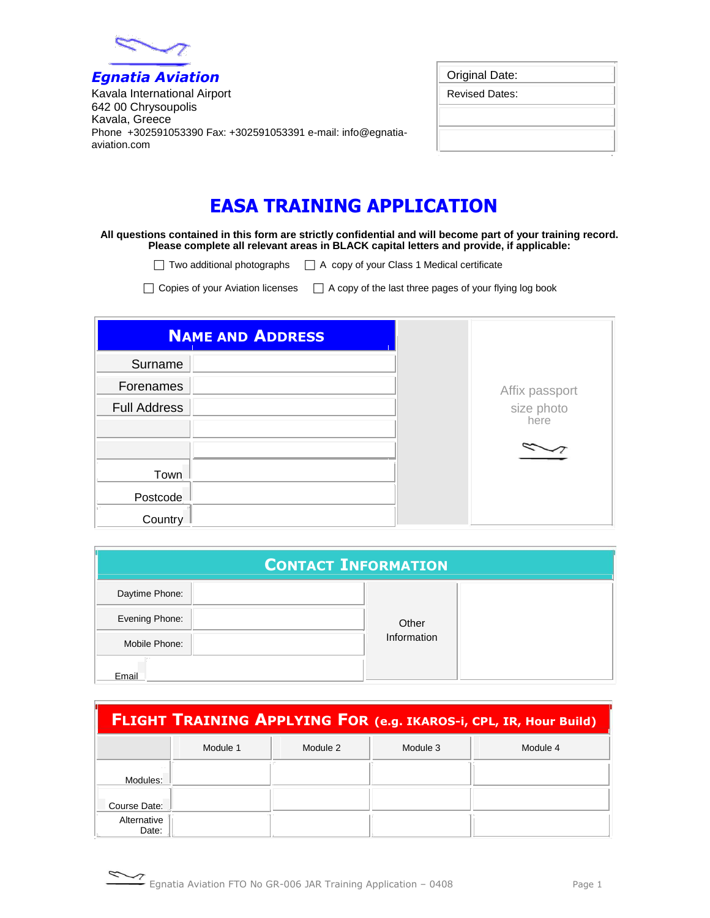**Egnatia Aviation**
Kavala International Airport
642 00 Chrysoupolis
Kavala, Greece
Phone +302591053390 Fax: +302591053391 e-mail: info@egnatia-aviation.com

| Original Date: |
|---|
| Revised Dates: |
| |
| |

# EASA TRAINING APPLICATION

**All questions contained in this form are strictly confidential and will become part of your training record. Please complete all relevant areas in BLACK capital letters and provide, if applicable:**

☐ Two additional photographs ☐ A copy of your Class 1 Medical certificate

☐ Copies of your Aviation licenses ☐ A copy of the last three pages of your flying log book

## Name and Address

| | | Affix passport size photo here |
|---|---|---|
| Surname | | |
| Forenames | | |
| Full Address | | |
| | | |
| | | |
| Town | | |
| Postcode | | |
| Country | | |

## Contact Information

| | | | |
|---|---|---|---|
| Daytime Phone: | | Other Information | |
| Evening Phone: | | | |
| Mobile Phone: | | | |
| Email | | | |

## Flight Training Applying For (e.g. IKAROS-i, CPL, IR, Hour Build)

| | Module 1 | Module 2 | Module 3 | Module 4 |
|---|---|---|---|---|
| Modules: | | | | |
| Course Date: | | | | |
| Alternative Date: | | | | |

Egnatia Aviation FTO No GR-006 JAR Training Application – 0408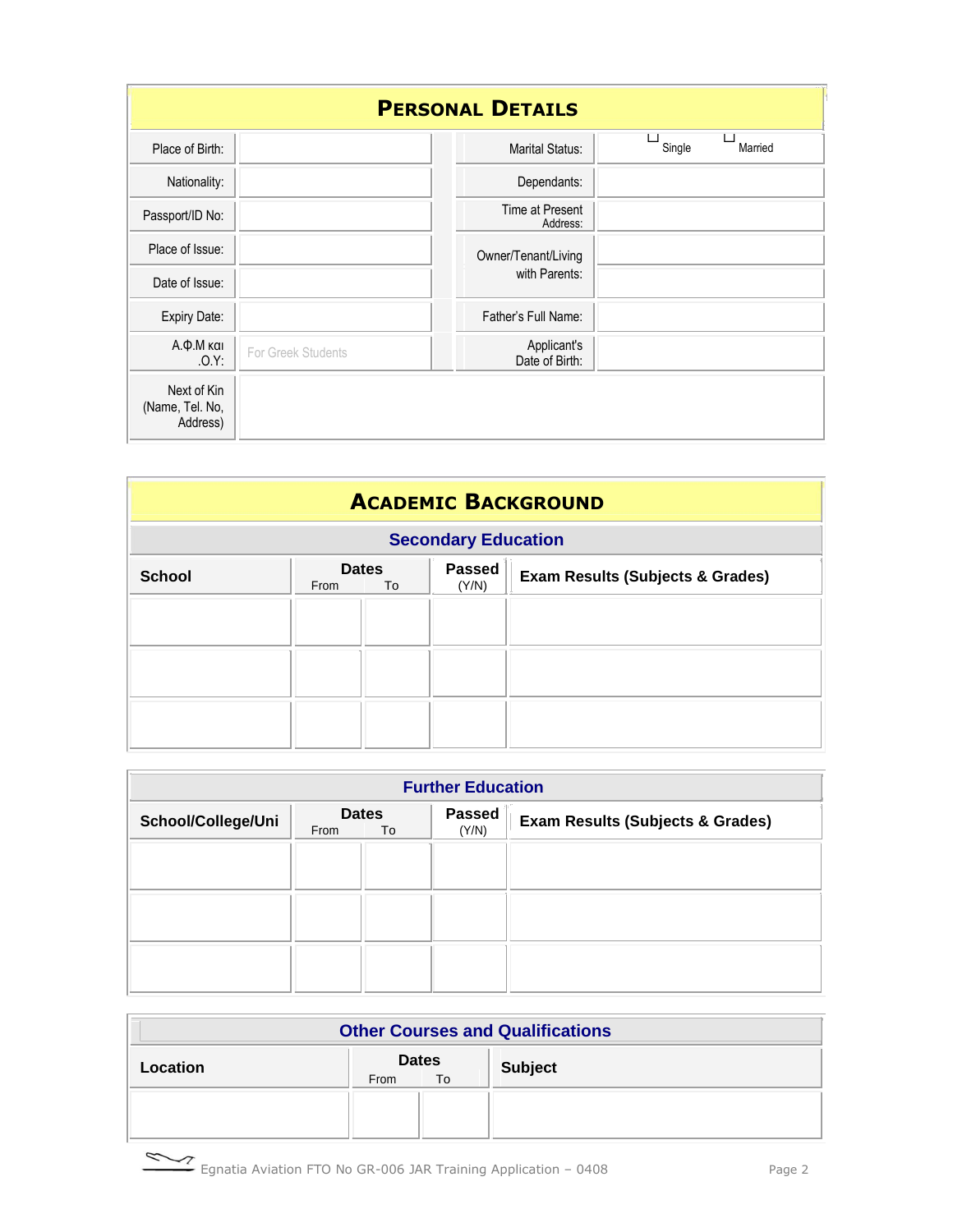## PERSONAL DETAILS

| | | | |
|---|---|---|---|
| Place of Birth: | | Marital Status: | ☐ Single ☐ Married |
| Nationality: | | Dependants: | |
| Passport/ID No: | | Time at Present Address: | |
| Place of Issue: | | Owner/Tenant/Living with Parents: | |
| Date of Issue: | | | |
| Expiry Date: | | Father's Full Name: | |
| Α.Φ.Μ και .Ο.Υ: | For Greek Students | Applicant's Date of Birth: | |
| Next of Kin (Name, Tel. No, Address) | | | |

## ACADEMIC BACKGROUND

### Secondary Education

| School | Dates | | Passed (Y/N) | Exam Results (Subjects & Grades) |
|---|---|---|---|---|
| | From | To | | |
| | | | | |
| | | | | |
| | | | | |

### Further Education

| School/College/Uni | Dates | | Passed (Y/N) | Exam Results (Subjects & Grades) |
|---|---|---|---|---|
| | From | To | | |
| | | | | |
| | | | | |
| | | | | |

### Other Courses and Qualifications

| Location | Dates | | Subject |
|---|---|---|---|
| | From | To | |
| | | | |

Egnatia Aviation FTO No GR-006 JAR Training Application – 0408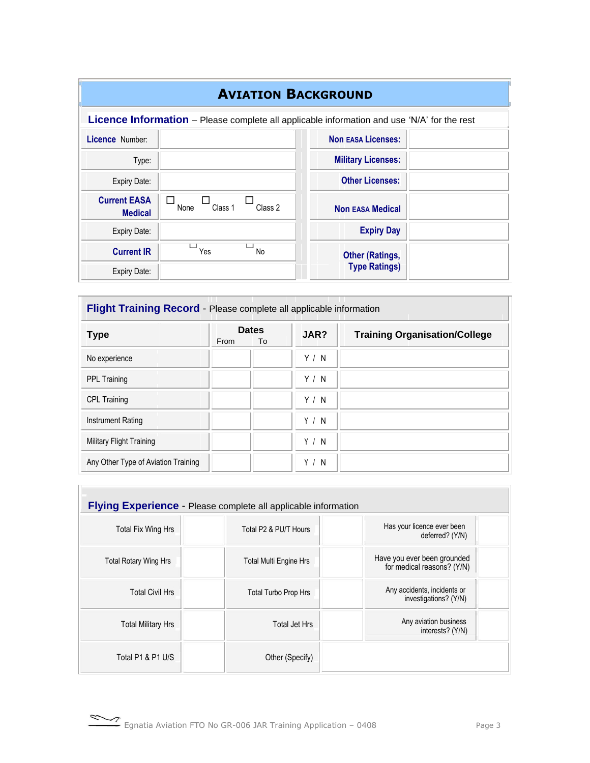# Aviation Background

**Licence Information** – Please complete all applicable information and use 'N/A' for the rest

| | | | |
|---|---|---|---|
| **Licence** Number: | | **Non EASA Licenses:** | |
| Type: | | **Military Licenses:** | |
| Expiry Date: | | **Other Licenses:** | |
| **Current EASA Medical** | ☐ None ☐ Class 1 ☐ Class 2 | **Non EASA Medical** | |
| Expiry Date: | | **Expiry Day** | |
| **Current IR** | ☐ Yes ☐ No | **Other (Ratings, Type Ratings)** | |
| Expiry Date: | | | |

**Flight Training Record** - Please complete all applicable information

| Type | Dates | | JAR? | Training Organisation/College |
|---|---|---|---|---|
| | From | To | | |
| No experience | | | Y / N | |
| PPL Training | | | Y / N | |
| CPL Training | | | Y / N | |
| Instrument Rating | | | Y / N | |
| Military Flight Training | | | Y / N | |
| Any Other Type of Aviation Training | | | Y / N | |

**Flying Experience** - Please complete all applicable information

| | | | | | |
|---|---|---|---|---|---|
| Total Fix Wing Hrs | | Total P2 & PU/T Hours | | Has your licence ever been deferred? (Y/N) | |
| Total Rotary Wing Hrs | | Total Multi Engine Hrs | | Have you ever been grounded for medical reasons? (Y/N) | |
| Total Civil Hrs | | Total Turbo Prop Hrs | | Any accidents, incidents or investigations? (Y/N) | |
| Total Military Hrs | | Total Jet Hrs | | Any aviation business interests? (Y/N) | |
| Total P1 & P1 U/S | | Other (Specify) | | | |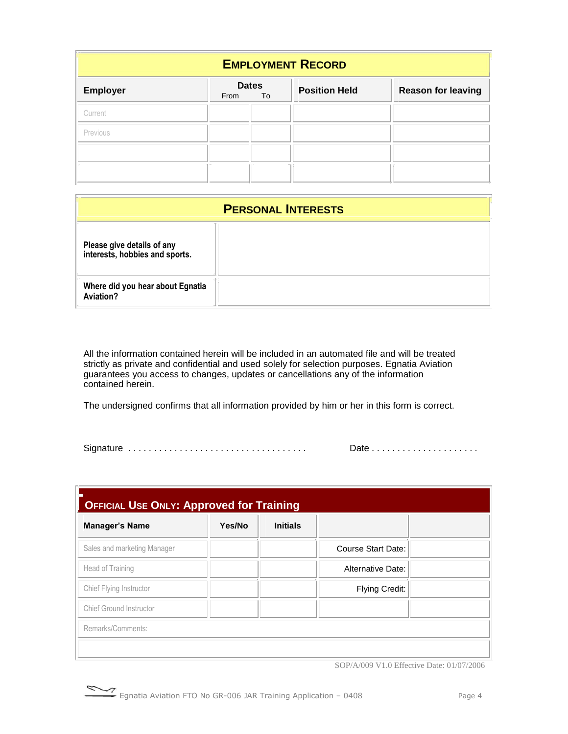## EMPLOYMENT RECORD

| Employer | Dates From | To | Position Held | Reason for leaving |
|---|---|---|---|---|
| Current | | | | |
| Previous | | | | |
| | | | | |
| | | | | |

## PERSONAL INTERESTS

| | |
|---|---|
| **Please give details of any interests, hobbies and sports.** | |
| **Where did you hear about Egnatia Aviation?** | |

All the information contained herein will be included in an automated file and will be treated strictly as private and confidential and used solely for selection purposes. Egnatia Aviation guarantees you access to changes, updates or cancellations any of the information contained herein.

The undersigned confirms that all information provided by him or her in this form is correct.

Signature . . . . . . . . . . . . . . . . . . . . . . . . . . . . . . . . . .       Date . . . . . . . . . . . . . . . . . . . . .

## OFFICIAL USE ONLY: Approved for Training

| Manager's Name | Yes/No | Initials | | |
|---|---|---|---|---|
| Sales and marketing Manager | | | Course Start Date: | |
| Head of Training | | | Alternative Date: | |
| Chief Flying Instructor | | | Flying Credit: | |
| Chief Ground Instructor | | | | |
| Remarks/Comments: | | | | |
| | | | | |

SOP/A/009 V1.0 Effective Date: 01/07/2006

Egnatia Aviation FTO No GR-006 JAR Training Application – 0408